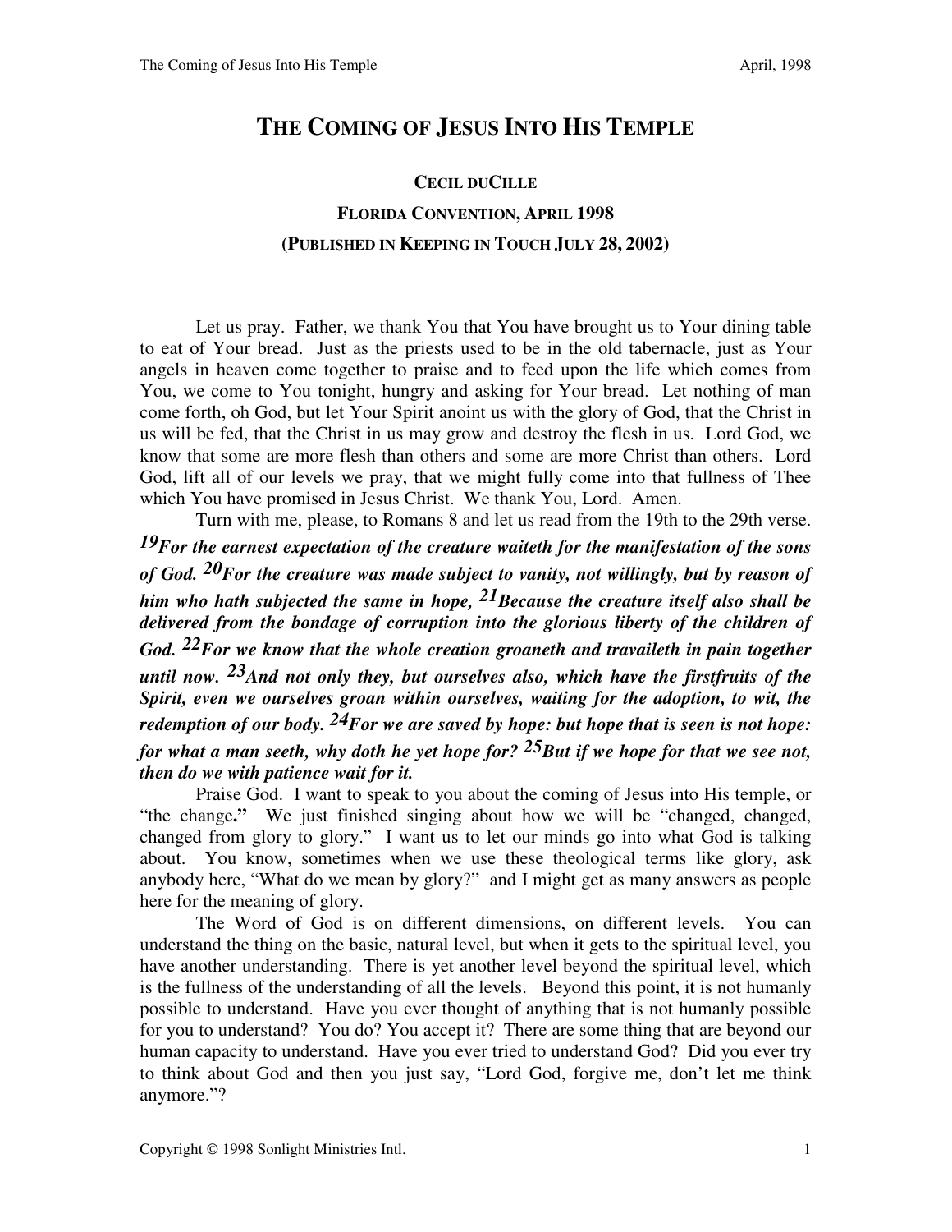# The Coming of Jesus Into His Temple

**Cecil duCille**

**Florida Convention, April 1998**

**(Published in Keeping in Touch July 28, 2002)**

Let us pray. Father, we thank You that You have brought us to Your dining table to eat of Your bread. Just as the priests used to be in the old tabernacle, just as Your angels in heaven come together to praise and to feed upon the life which comes from You, we come to You tonight, hungry and asking for Your bread. Let nothing of man come forth, oh God, but let Your Spirit anoint us with the glory of God, that the Christ in us will be fed, that the Christ in us may grow and destroy the flesh in us. Lord God, we know that some are more flesh than others and some are more Christ than others. Lord God, lift all of our levels we pray, that we might fully come into that fullness of Thee which You have promised in Jesus Christ. We thank You, Lord. Amen.

Turn with me, please, to Romans 8 and let us read from the 19th to the 29th verse. ***19**For the earnest expectation of the creature waiteth for the manifestation of the sons of God. **20**For the creature was made subject to vanity, not willingly, but by reason of him who hath subjected the same in hope, **21**Because the creature itself also shall be delivered from the bondage of corruption into the glorious liberty of the children of God. **22**For we know that the whole creation groaneth and travaileth in pain together until now. **23**And not only they, but ourselves also, which have the firstfruits of the Spirit, even we ourselves groan within ourselves, waiting for the adoption, to wit, the redemption of our body. **24**For we are saved by hope: but hope that is seen is not hope: for what a man seeth, why doth he yet hope for? **25**But if we hope for that we see not, then do we with patience wait for it.*

Praise God. I want to speak to you about the coming of Jesus into His temple, or "the change**.**" We just finished singing about how we will be "changed, changed, changed from glory to glory." I want us to let our minds go into what God is talking about. You know, sometimes when we use these theological terms like glory, ask anybody here, "What do we mean by glory?" and I might get as many answers as people here for the meaning of glory.

The Word of God is on different dimensions, on different levels. You can understand the thing on the basic, natural level, but when it gets to the spiritual level, you have another understanding. There is yet another level beyond the spiritual level, which is the fullness of the understanding of all the levels. Beyond this point, it is not humanly possible to understand. Have you ever thought of anything that is not humanly possible for you to understand? You do? You accept it? There are some thing that are beyond our human capacity to understand. Have you ever tried to understand God? Did you ever try to think about God and then you just say, "Lord God, forgive me, don't let me think anymore."?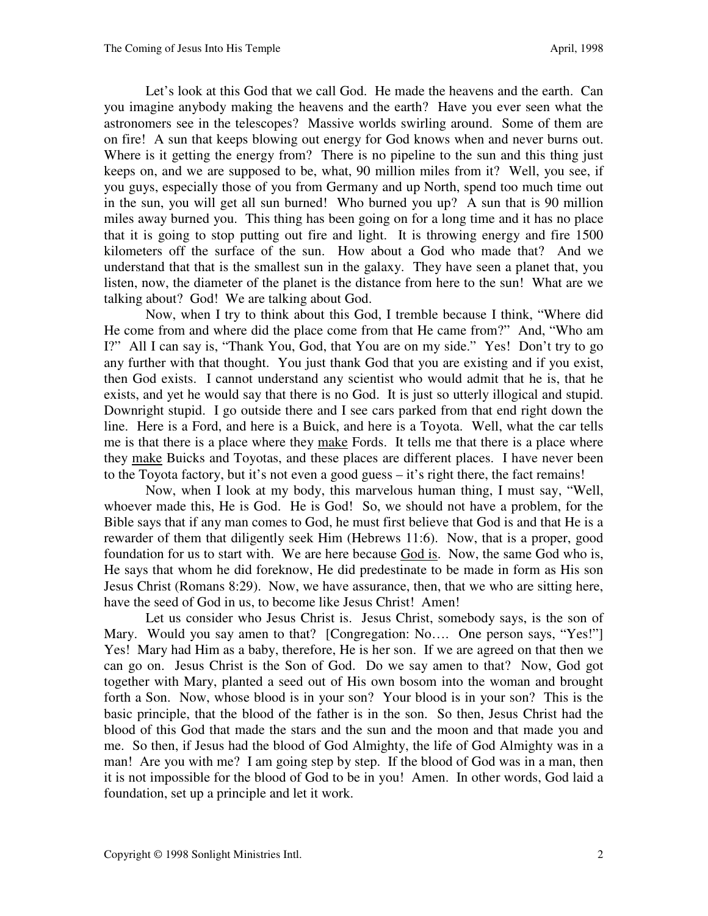Let's look at this God that we call God. He made the heavens and the earth. Can you imagine anybody making the heavens and the earth? Have you ever seen what the astronomers see in the telescopes? Massive worlds swirling around. Some of them are on fire! A sun that keeps blowing out energy for God knows when and never burns out. Where is it getting the energy from? There is no pipeline to the sun and this thing just keeps on, and we are supposed to be, what, 90 million miles from it? Well, you see, if you guys, especially those of you from Germany and up North, spend too much time out in the sun, you will get all sun burned! Who burned you up? A sun that is 90 million miles away burned you. This thing has been going on for a long time and it has no place that it is going to stop putting out fire and light. It is throwing energy and fire 1500 kilometers off the surface of the sun. How about a God who made that? And we understand that that is the smallest sun in the galaxy. They have seen a planet that, you listen, now, the diameter of the planet is the distance from here to the sun! What are we talking about? God! We are talking about God.

Now, when I try to think about this God, I tremble because I think, "Where did He come from and where did the place come from that He came from?" And, "Who am I?" All I can say is, "Thank You, God, that You are on my side." Yes! Don't try to go any further with that thought. You just thank God that you are existing and if you exist, then God exists. I cannot understand any scientist who would admit that he is, that he exists, and yet he would say that there is no God. It is just so utterly illogical and stupid. Downright stupid. I go outside there and I see cars parked from that end right down the line. Here is a Ford, and here is a Buick, and here is a Toyota. Well, what the car tells me is that there is a place where they <u>make</u> Fords. It tells me that there is a place where they <u>make</u> Buicks and Toyotas, and these places are different places. I have never been to the Toyota factory, but it's not even a good guess – it's right there, the fact remains!

Now, when I look at my body, this marvelous human thing, I must say, "Well, whoever made this, He is God. He is God! So, we should not have a problem, for the Bible says that if any man comes to God, he must first believe that God is and that He is a rewarder of them that diligently seek Him (Hebrews 11:6). Now, that is a proper, good foundation for us to start with. We are here because <u>God is</u>. Now, the same God who is, He says that whom he did foreknow, He did predestinate to be made in form as His son Jesus Christ (Romans 8:29). Now, we have assurance, then, that we who are sitting here, have the seed of God in us, to become like Jesus Christ! Amen!

Let us consider who Jesus Christ is. Jesus Christ, somebody says, is the son of Mary. Would you say amen to that? [Congregation: No…. One person says, "Yes!"] Yes! Mary had Him as a baby, therefore, He is her son. If we are agreed on that then we can go on. Jesus Christ is the Son of God. Do we say amen to that? Now, God got together with Mary, planted a seed out of His own bosom into the woman and brought forth a Son. Now, whose blood is in your son? Your blood is in your son? This is the basic principle, that the blood of the father is in the son. So then, Jesus Christ had the blood of this God that made the stars and the sun and the moon and that made you and me. So then, if Jesus had the blood of God Almighty, the life of God Almighty was in a man! Are you with me? I am going step by step. If the blood of God was in a man, then it is not impossible for the blood of God to be in you! Amen. In other words, God laid a foundation, set up a principle and let it work.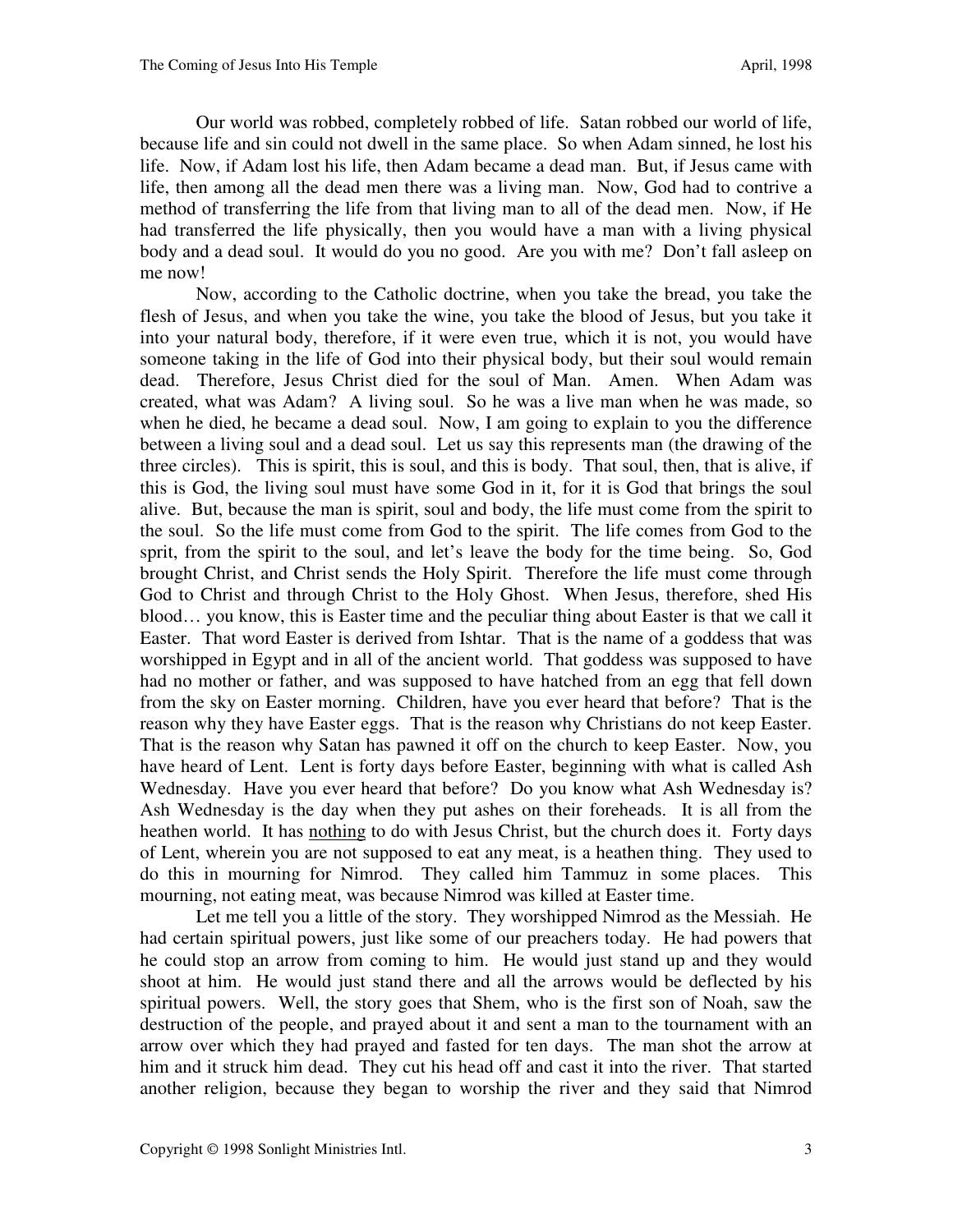Our world was robbed, completely robbed of life. Satan robbed our world of life, because life and sin could not dwell in the same place. So when Adam sinned, he lost his life. Now, if Adam lost his life, then Adam became a dead man. But, if Jesus came with life, then among all the dead men there was a living man. Now, God had to contrive a method of transferring the life from that living man to all of the dead men. Now, if He had transferred the life physically, then you would have a man with a living physical body and a dead soul. It would do you no good. Are you with me? Don't fall asleep on me now!

Now, according to the Catholic doctrine, when you take the bread, you take the flesh of Jesus, and when you take the wine, you take the blood of Jesus, but you take it into your natural body, therefore, if it were even true, which it is not, you would have someone taking in the life of God into their physical body, but their soul would remain dead. Therefore, Jesus Christ died for the soul of Man. Amen. When Adam was created, what was Adam? A living soul. So he was a live man when he was made, so when he died, he became a dead soul. Now, I am going to explain to you the difference between a living soul and a dead soul. Let us say this represents man (the drawing of the three circles). This is spirit, this is soul, and this is body. That soul, then, that is alive, if this is God, the living soul must have some God in it, for it is God that brings the soul alive. But, because the man is spirit, soul and body, the life must come from the spirit to the soul. So the life must come from God to the spirit. The life comes from God to the sprit, from the spirit to the soul, and let's leave the body for the time being. So, God brought Christ, and Christ sends the Holy Spirit. Therefore the life must come through God to Christ and through Christ to the Holy Ghost. When Jesus, therefore, shed His blood… you know, this is Easter time and the peculiar thing about Easter is that we call it Easter. That word Easter is derived from Ishtar. That is the name of a goddess that was worshipped in Egypt and in all of the ancient world. That goddess was supposed to have had no mother or father, and was supposed to have hatched from an egg that fell down from the sky on Easter morning. Children, have you ever heard that before? That is the reason why they have Easter eggs. That is the reason why Christians do not keep Easter. That is the reason why Satan has pawned it off on the church to keep Easter. Now, you have heard of Lent. Lent is forty days before Easter, beginning with what is called Ash Wednesday. Have you ever heard that before? Do you know what Ash Wednesday is? Ash Wednesday is the day when they put ashes on their foreheads. It is all from the heathen world. It has <u>nothing</u> to do with Jesus Christ, but the church does it. Forty days of Lent, wherein you are not supposed to eat any meat, is a heathen thing. They used to do this in mourning for Nimrod. They called him Tammuz in some places. This mourning, not eating meat, was because Nimrod was killed at Easter time.

Let me tell you a little of the story. They worshipped Nimrod as the Messiah. He had certain spiritual powers, just like some of our preachers today. He had powers that he could stop an arrow from coming to him. He would just stand up and they would shoot at him. He would just stand there and all the arrows would be deflected by his spiritual powers. Well, the story goes that Shem, who is the first son of Noah, saw the destruction of the people, and prayed about it and sent a man to the tournament with an arrow over which they had prayed and fasted for ten days. The man shot the arrow at him and it struck him dead. They cut his head off and cast it into the river. That started another religion, because they began to worship the river and they said that Nimrod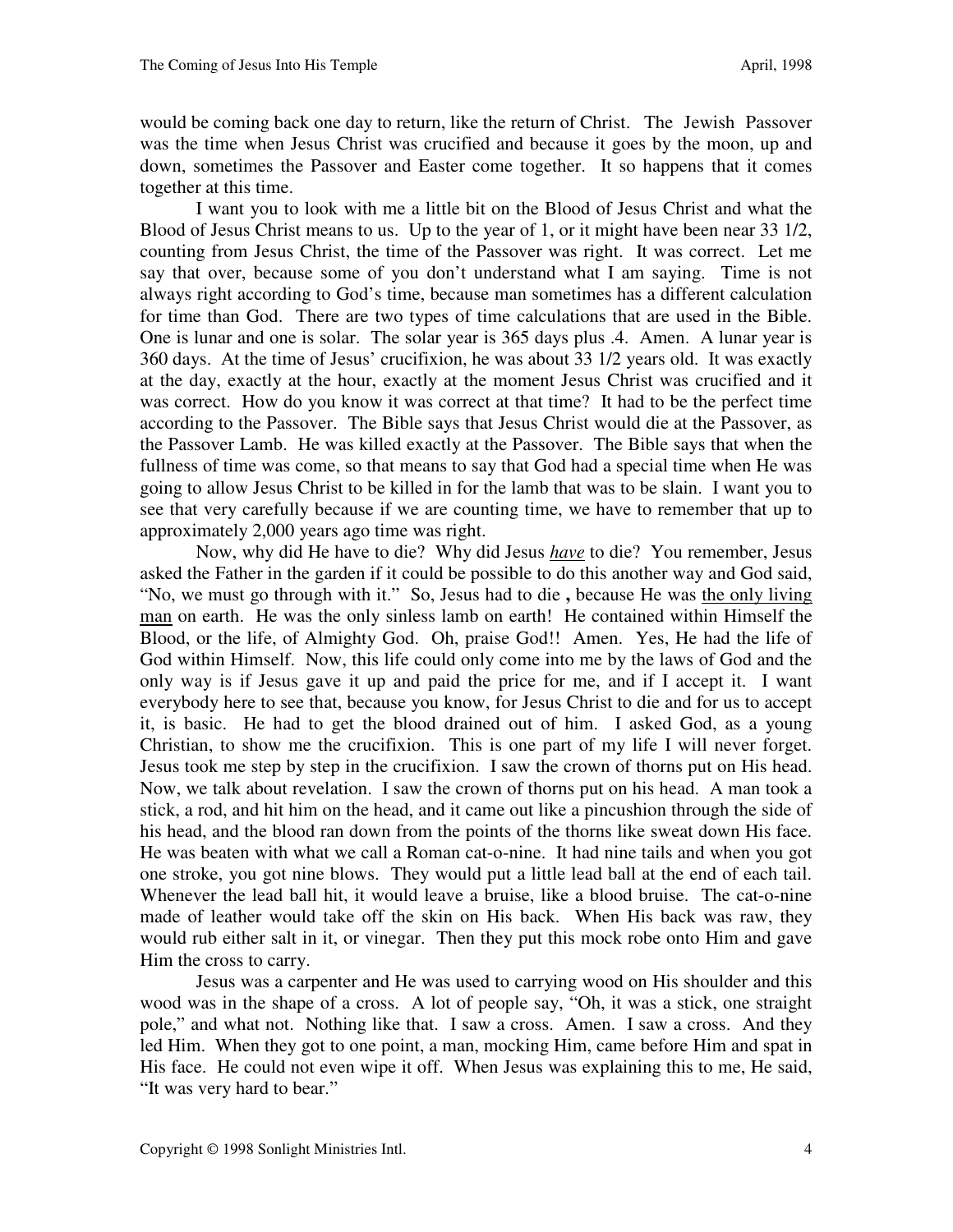would be coming back one day to return, like the return of Christ. The Jewish Passover was the time when Jesus Christ was crucified and because it goes by the moon, up and down, sometimes the Passover and Easter come together. It so happens that it comes together at this time.

I want you to look with me a little bit on the Blood of Jesus Christ and what the Blood of Jesus Christ means to us. Up to the year of 1, or it might have been near 33 1/2, counting from Jesus Christ, the time of the Passover was right. It was correct. Let me say that over, because some of you don't understand what I am saying. Time is not always right according to God's time, because man sometimes has a different calculation for time than God. There are two types of time calculations that are used in the Bible. One is lunar and one is solar. The solar year is 365 days plus .4. Amen. A lunar year is 360 days. At the time of Jesus' crucifixion, he was about 33 1/2 years old. It was exactly at the day, exactly at the hour, exactly at the moment Jesus Christ was crucified and it was correct. How do you know it was correct at that time? It had to be the perfect time according to the Passover. The Bible says that Jesus Christ would die at the Passover, as the Passover Lamb. He was killed exactly at the Passover. The Bible says that when the fullness of time was come, so that means to say that God had a special time when He was going to allow Jesus Christ to be killed in for the lamb that was to be slain. I want you to see that very carefully because if we are counting time, we have to remember that up to approximately 2,000 years ago time was right.

Now, why did He have to die? Why did Jesus ***have*** to die? You remember, Jesus asked the Father in the garden if it could be possible to do this another way and God said, "No, we must go through with it." So, Jesus had to die **,** because He was <u>the only living man</u> on earth. He was the only sinless lamb on earth! He contained within Himself the Blood, or the life, of Almighty God. Oh, praise God!! Amen. Yes, He had the life of God within Himself. Now, this life could only come into me by the laws of God and the only way is if Jesus gave it up and paid the price for me, and if I accept it. I want everybody here to see that, because you know, for Jesus Christ to die and for us to accept it, is basic. He had to get the blood drained out of him. I asked God, as a young Christian, to show me the crucifixion. This is one part of my life I will never forget. Jesus took me step by step in the crucifixion. I saw the crown of thorns put on His head. Now, we talk about revelation. I saw the crown of thorns put on his head. A man took a stick, a rod, and hit him on the head, and it came out like a pincushion through the side of his head, and the blood ran down from the points of the thorns like sweat down His face. He was beaten with what we call a Roman cat-o-nine. It had nine tails and when you got one stroke, you got nine blows. They would put a little lead ball at the end of each tail. Whenever the lead ball hit, it would leave a bruise, like a blood bruise. The cat-o-nine made of leather would take off the skin on His back. When His back was raw, they would rub either salt in it, or vinegar. Then they put this mock robe onto Him and gave Him the cross to carry.

Jesus was a carpenter and He was used to carrying wood on His shoulder and this wood was in the shape of a cross. A lot of people say, "Oh, it was a stick, one straight pole," and what not. Nothing like that. I saw a cross. Amen. I saw a cross. And they led Him. When they got to one point, a man, mocking Him, came before Him and spat in His face. He could not even wipe it off. When Jesus was explaining this to me, He said, "It was very hard to bear."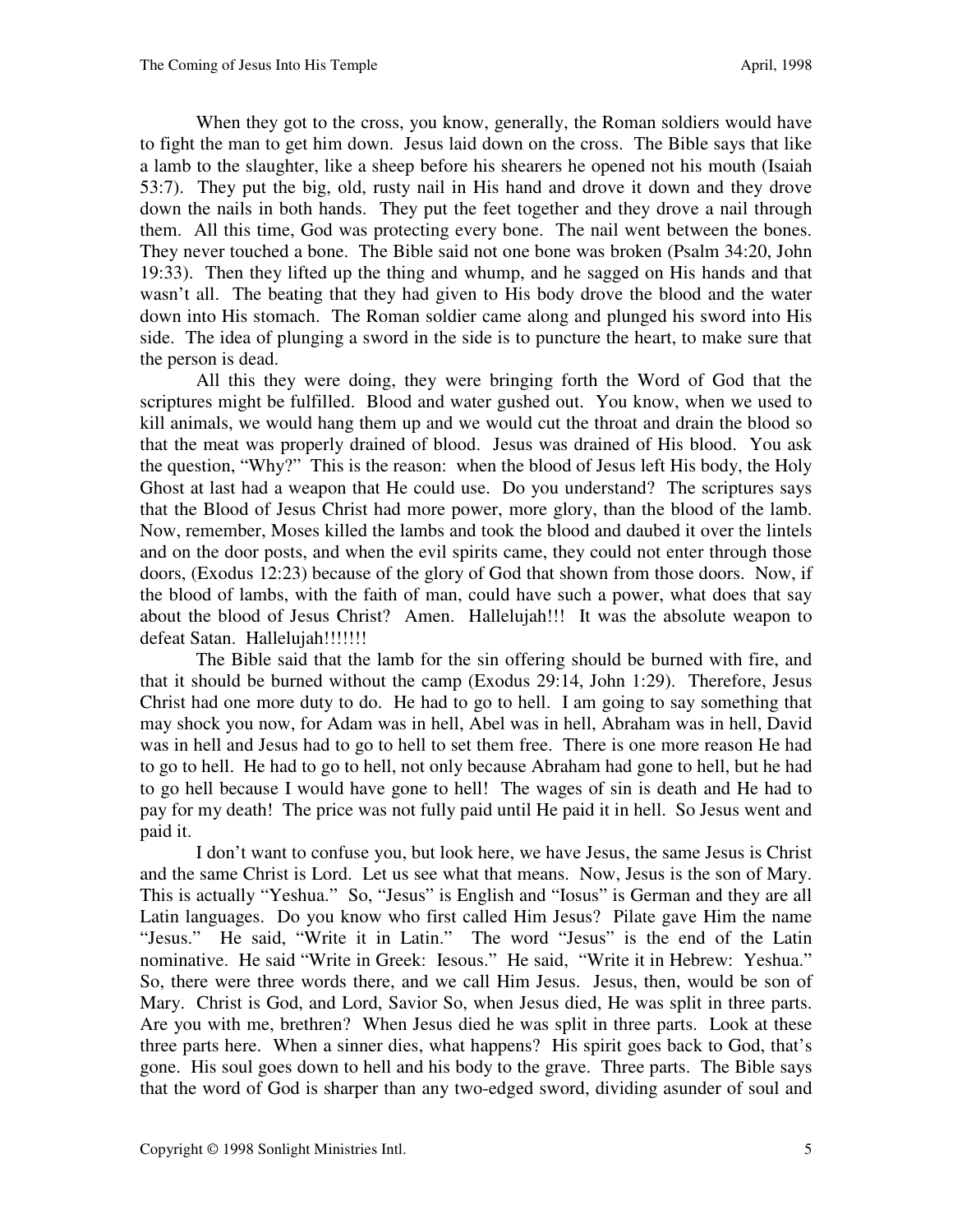When they got to the cross, you know, generally, the Roman soldiers would have to fight the man to get him down. Jesus laid down on the cross. The Bible says that like a lamb to the slaughter, like a sheep before his shearers he opened not his mouth (Isaiah 53:7). They put the big, old, rusty nail in His hand and drove it down and they drove down the nails in both hands. They put the feet together and they drove a nail through them. All this time, God was protecting every bone. The nail went between the bones. They never touched a bone. The Bible said not one bone was broken (Psalm 34:20, John 19:33). Then they lifted up the thing and whump, and he sagged on His hands and that wasn't all. The beating that they had given to His body drove the blood and the water down into His stomach. The Roman soldier came along and plunged his sword into His side. The idea of plunging a sword in the side is to puncture the heart, to make sure that the person is dead.

All this they were doing, they were bringing forth the Word of God that the scriptures might be fulfilled. Blood and water gushed out. You know, when we used to kill animals, we would hang them up and we would cut the throat and drain the blood so that the meat was properly drained of blood. Jesus was drained of His blood. You ask the question, "Why?" This is the reason: when the blood of Jesus left His body, the Holy Ghost at last had a weapon that He could use. Do you understand? The scriptures says that the Blood of Jesus Christ had more power, more glory, than the blood of the lamb. Now, remember, Moses killed the lambs and took the blood and daubed it over the lintels and on the door posts, and when the evil spirits came, they could not enter through those doors, (Exodus 12:23) because of the glory of God that shown from those doors. Now, if the blood of lambs, with the faith of man, could have such a power, what does that say about the blood of Jesus Christ? Amen. Hallelujah!!! It was the absolute weapon to defeat Satan. Hallelujah!!!!!!!

The Bible said that the lamb for the sin offering should be burned with fire, and that it should be burned without the camp (Exodus 29:14, John 1:29). Therefore, Jesus Christ had one more duty to do. He had to go to hell. I am going to say something that may shock you now, for Adam was in hell, Abel was in hell, Abraham was in hell, David was in hell and Jesus had to go to hell to set them free. There is one more reason He had to go to hell. He had to go to hell, not only because Abraham had gone to hell, but he had to go hell because I would have gone to hell! The wages of sin is death and He had to pay for my death! The price was not fully paid until He paid it in hell. So Jesus went and paid it.

I don't want to confuse you, but look here, we have Jesus, the same Jesus is Christ and the same Christ is Lord. Let us see what that means. Now, Jesus is the son of Mary. This is actually "Yeshua." So, "Jesus" is English and "Iosus" is German and they are all Latin languages. Do you know who first called Him Jesus? Pilate gave Him the name "Jesus." He said, "Write it in Latin." The word "Jesus" is the end of the Latin nominative. He said "Write in Greek: Iesous." He said, "Write it in Hebrew: Yeshua." So, there were three words there, and we call Him Jesus. Jesus, then, would be son of Mary. Christ is God, and Lord, Savior So, when Jesus died, He was split in three parts. Are you with me, brethren? When Jesus died he was split in three parts. Look at these three parts here. When a sinner dies, what happens? His spirit goes back to God, that's gone. His soul goes down to hell and his body to the grave. Three parts. The Bible says that the word of God is sharper than any two-edged sword, dividing asunder of soul and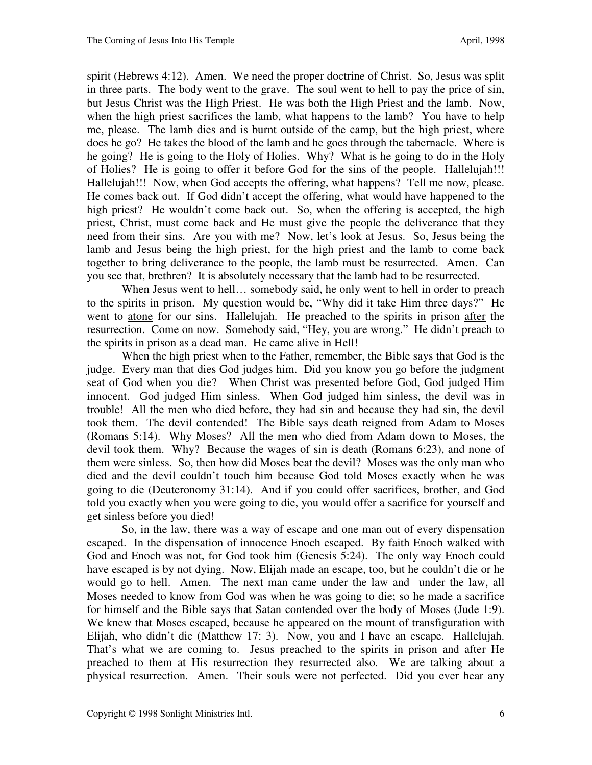spirit (Hebrews 4:12). Amen. We need the proper doctrine of Christ. So, Jesus was split in three parts. The body went to the grave. The soul went to hell to pay the price of sin, but Jesus Christ was the High Priest. He was both the High Priest and the lamb. Now, when the high priest sacrifices the lamb, what happens to the lamb? You have to help me, please. The lamb dies and is burnt outside of the camp, but the high priest, where does he go? He takes the blood of the lamb and he goes through the tabernacle. Where is he going? He is going to the Holy of Holies. Why? What is he going to do in the Holy of Holies? He is going to offer it before God for the sins of the people. Hallelujah!!! Hallelujah!!! Now, when God accepts the offering, what happens? Tell me now, please. He comes back out. If God didn't accept the offering, what would have happened to the high priest? He wouldn't come back out. So, when the offering is accepted, the high priest, Christ, must come back and He must give the people the deliverance that they need from their sins. Are you with me? Now, let's look at Jesus. So, Jesus being the lamb and Jesus being the high priest, for the high priest and the lamb to come back together to bring deliverance to the people, the lamb must be resurrected. Amen. Can you see that, brethren? It is absolutely necessary that the lamb had to be resurrected.

When Jesus went to hell… somebody said, he only went to hell in order to preach to the spirits in prison. My question would be, "Why did it take Him three days?" He went to <u>atone</u> for our sins. Hallelujah. He preached to the spirits in prison <u>after</u> the resurrection. Come on now. Somebody said, "Hey, you are wrong." He didn't preach to the spirits in prison as a dead man. He came alive in Hell!

When the high priest when to the Father, remember, the Bible says that God is the judge. Every man that dies God judges him. Did you know you go before the judgment seat of God when you die? When Christ was presented before God, God judged Him innocent. God judged Him sinless. When God judged him sinless, the devil was in trouble! All the men who died before, they had sin and because they had sin, the devil took them. The devil contended! The Bible says death reigned from Adam to Moses (Romans 5:14). Why Moses? All the men who died from Adam down to Moses, the devil took them. Why? Because the wages of sin is death (Romans 6:23), and none of them were sinless. So, then how did Moses beat the devil? Moses was the only man who died and the devil couldn't touch him because God told Moses exactly when he was going to die (Deuteronomy 31:14). And if you could offer sacrifices, brother, and God told you exactly when you were going to die, you would offer a sacrifice for yourself and get sinless before you died!

So, in the law, there was a way of escape and one man out of every dispensation escaped. In the dispensation of innocence Enoch escaped. By faith Enoch walked with God and Enoch was not, for God took him (Genesis 5:24). The only way Enoch could have escaped is by not dying. Now, Elijah made an escape, too, but he couldn't die or he would go to hell. Amen. The next man came under the law and under the law, all Moses needed to know from God was when he was going to die; so he made a sacrifice for himself and the Bible says that Satan contended over the body of Moses (Jude 1:9). We knew that Moses escaped, because he appeared on the mount of transfiguration with Elijah, who didn't die (Matthew 17: 3). Now, you and I have an escape. Hallelujah. That's what we are coming to. Jesus preached to the spirits in prison and after He preached to them at His resurrection they resurrected also. We are talking about a physical resurrection. Amen. Their souls were not perfected. Did you ever hear any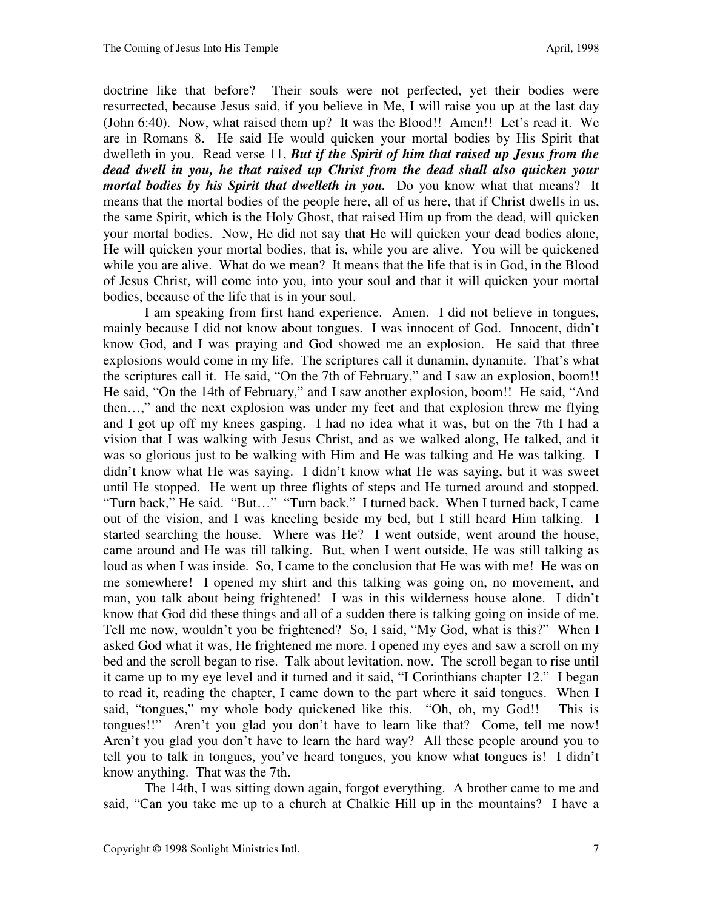doctrine like that before? Their souls were not perfected, yet their bodies were resurrected, because Jesus said, if you believe in Me, I will raise you up at the last day (John 6:40). Now, what raised them up? It was the Blood!! Amen!! Let's read it. We are in Romans 8. He said He would quicken your mortal bodies by His Spirit that dwelleth in you. Read verse 11, ***But if the Spirit of him that raised up Jesus from the dead dwell in you, he that raised up Christ from the dead shall also quicken your mortal bodies by his Spirit that dwelleth in you.*** Do you know what that means? It means that the mortal bodies of the people here, all of us here, that if Christ dwells in us, the same Spirit, which is the Holy Ghost, that raised Him up from the dead, will quicken your mortal bodies. Now, He did not say that He will quicken your dead bodies alone, He will quicken your mortal bodies, that is, while you are alive. You will be quickened while you are alive. What do we mean? It means that the life that is in God, in the Blood of Jesus Christ, will come into you, into your soul and that it will quicken your mortal bodies, because of the life that is in your soul.

I am speaking from first hand experience. Amen. I did not believe in tongues, mainly because I did not know about tongues. I was innocent of God. Innocent, didn't know God, and I was praying and God showed me an explosion. He said that three explosions would come in my life. The scriptures call it dunamin, dynamite. That's what the scriptures call it. He said, "On the 7th of February," and I saw an explosion, boom!! He said, "On the 14th of February," and I saw another explosion, boom!! He said, "And then…," and the next explosion was under my feet and that explosion threw me flying and I got up off my knees gasping. I had no idea what it was, but on the 7th I had a vision that I was walking with Jesus Christ, and as we walked along, He talked, and it was so glorious just to be walking with Him and He was talking and He was talking. I didn't know what He was saying. I didn't know what He was saying, but it was sweet until He stopped. He went up three flights of steps and He turned around and stopped. "Turn back," He said. "But…" "Turn back." I turned back. When I turned back, I came out of the vision, and I was kneeling beside my bed, but I still heard Him talking. I started searching the house. Where was He? I went outside, went around the house, came around and He was till talking. But, when I went outside, He was still talking as loud as when I was inside. So, I came to the conclusion that He was with me! He was on me somewhere! I opened my shirt and this talking was going on, no movement, and man, you talk about being frightened! I was in this wilderness house alone. I didn't know that God did these things and all of a sudden there is talking going on inside of me. Tell me now, wouldn't you be frightened? So, I said, "My God, what is this?" When I asked God what it was, He frightened me more. I opened my eyes and saw a scroll on my bed and the scroll began to rise. Talk about levitation, now. The scroll began to rise until it came up to my eye level and it turned and it said, "I Corinthians chapter 12." I began to read it, reading the chapter, I came down to the part where it said tongues. When I said, "tongues," my whole body quickened like this. "Oh, oh, my God!! This is tongues!!" Aren't you glad you don't have to learn like that? Come, tell me now! Aren't you glad you don't have to learn the hard way? All these people around you to tell you to talk in tongues, you've heard tongues, you know what tongues is! I didn't know anything. That was the 7th.

The 14th, I was sitting down again, forgot everything. A brother came to me and said, "Can you take me up to a church at Chalkie Hill up in the mountains? I have a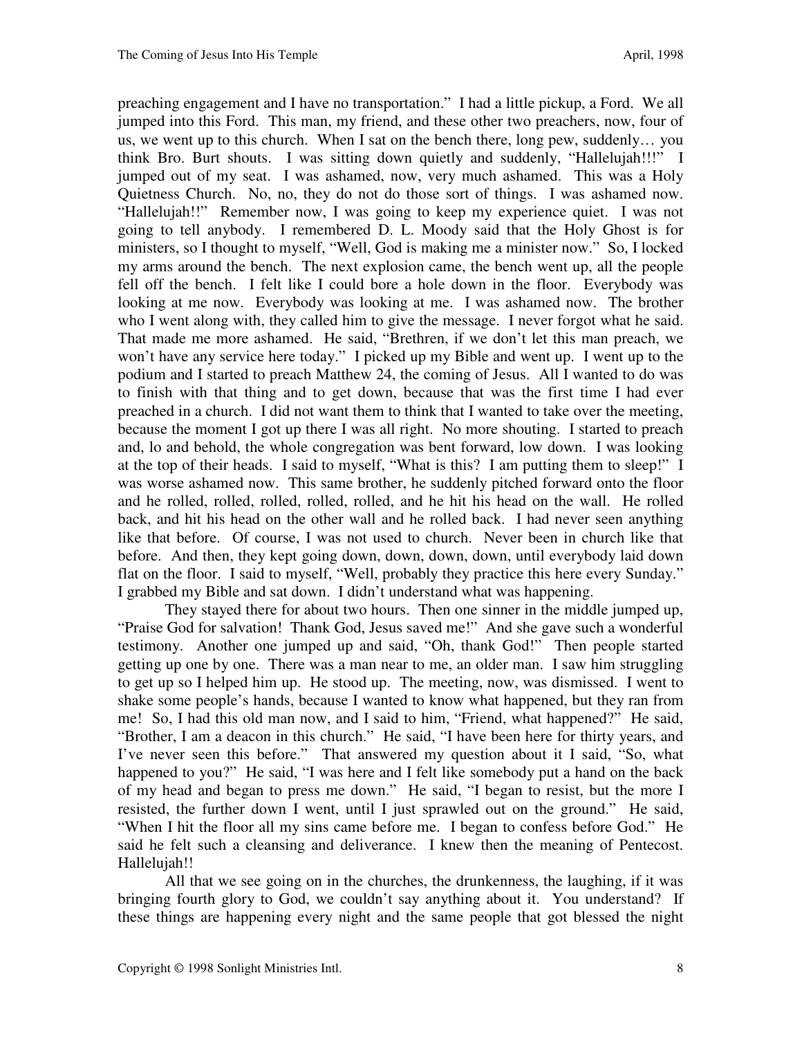preaching engagement and I have no transportation." I had a little pickup, a Ford. We all jumped into this Ford. This man, my friend, and these other two preachers, now, four of us, we went up to this church. When I sat on the bench there, long pew, suddenly… you think Bro. Burt shouts. I was sitting down quietly and suddenly, "Hallelujah!!!" I jumped out of my seat. I was ashamed, now, very much ashamed. This was a Holy Quietness Church. No, no, they do not do those sort of things. I was ashamed now. "Hallelujah!!" Remember now, I was going to keep my experience quiet. I was not going to tell anybody. I remembered D. L. Moody said that the Holy Ghost is for ministers, so I thought to myself, "Well, God is making me a minister now." So, I locked my arms around the bench. The next explosion came, the bench went up, all the people fell off the bench. I felt like I could bore a hole down in the floor. Everybody was looking at me now. Everybody was looking at me. I was ashamed now. The brother who I went along with, they called him to give the message. I never forgot what he said. That made me more ashamed. He said, "Brethren, if we don't let this man preach, we won't have any service here today." I picked up my Bible and went up. I went up to the podium and I started to preach Matthew 24, the coming of Jesus. All I wanted to do was to finish with that thing and to get down, because that was the first time I had ever preached in a church. I did not want them to think that I wanted to take over the meeting, because the moment I got up there I was all right. No more shouting. I started to preach and, lo and behold, the whole congregation was bent forward, low down. I was looking at the top of their heads. I said to myself, "What is this? I am putting them to sleep!" I was worse ashamed now. This same brother, he suddenly pitched forward onto the floor and he rolled, rolled, rolled, rolled, rolled, and he hit his head on the wall. He rolled back, and hit his head on the other wall and he rolled back. I had never seen anything like that before. Of course, I was not used to church. Never been in church like that before. And then, they kept going down, down, down, down, until everybody laid down flat on the floor. I said to myself, "Well, probably they practice this here every Sunday." I grabbed my Bible and sat down. I didn't understand what was happening.

They stayed there for about two hours. Then one sinner in the middle jumped up, "Praise God for salvation! Thank God, Jesus saved me!" And she gave such a wonderful testimony. Another one jumped up and said, "Oh, thank God!" Then people started getting up one by one. There was a man near to me, an older man. I saw him struggling to get up so I helped him up. He stood up. The meeting, now, was dismissed. I went to shake some people's hands, because I wanted to know what happened, but they ran from me! So, I had this old man now, and I said to him, "Friend, what happened?" He said, "Brother, I am a deacon in this church." He said, "I have been here for thirty years, and I've never seen this before." That answered my question about it I said, "So, what happened to you?" He said, "I was here and I felt like somebody put a hand on the back of my head and began to press me down." He said, "I began to resist, but the more I resisted, the further down I went, until I just sprawled out on the ground." He said, "When I hit the floor all my sins came before me. I began to confess before God." He said he felt such a cleansing and deliverance. I knew then the meaning of Pentecost. Hallelujah!!

All that we see going on in the churches, the drunkenness, the laughing, if it was bringing fourth glory to God, we couldn't say anything about it. You understand? If these things are happening every night and the same people that got blessed the night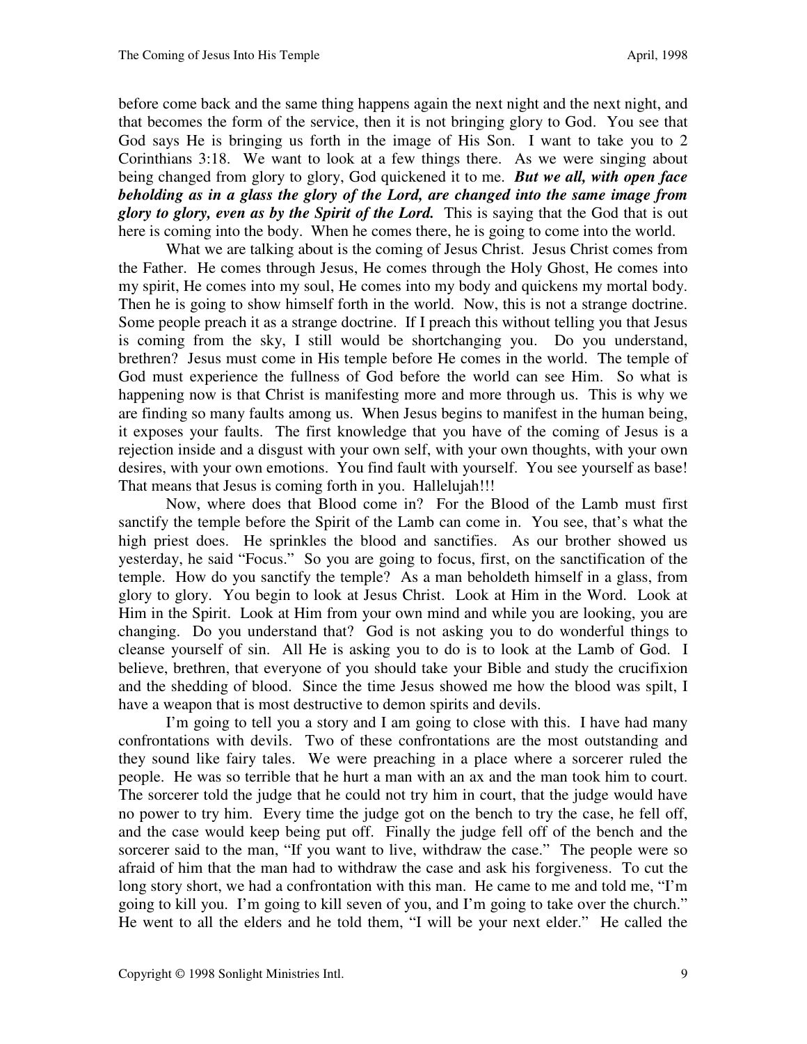before come back and the same thing happens again the next night and the next night, and that becomes the form of the service, then it is not bringing glory to God. You see that God says He is bringing us forth in the image of His Son. I want to take you to 2 Corinthians 3:18. We want to look at a few things there. As we were singing about being changed from glory to glory, God quickened it to me. ***But we all, with open face beholding as in a glass the glory of the Lord, are changed into the same image from glory to glory, even as by the Spirit of the Lord.*** This is saying that the God that is out here is coming into the body. When he comes there, he is going to come into the world.

What we are talking about is the coming of Jesus Christ. Jesus Christ comes from the Father. He comes through Jesus, He comes through the Holy Ghost, He comes into my spirit, He comes into my soul, He comes into my body and quickens my mortal body. Then he is going to show himself forth in the world. Now, this is not a strange doctrine. Some people preach it as a strange doctrine. If I preach this without telling you that Jesus is coming from the sky, I still would be shortchanging you. Do you understand, brethren? Jesus must come in His temple before He comes in the world. The temple of God must experience the fullness of God before the world can see Him. So what is happening now is that Christ is manifesting more and more through us. This is why we are finding so many faults among us. When Jesus begins to manifest in the human being, it exposes your faults. The first knowledge that you have of the coming of Jesus is a rejection inside and a disgust with your own self, with your own thoughts, with your own desires, with your own emotions. You find fault with yourself. You see yourself as base! That means that Jesus is coming forth in you. Hallelujah!!!

Now, where does that Blood come in? For the Blood of the Lamb must first sanctify the temple before the Spirit of the Lamb can come in. You see, that's what the high priest does. He sprinkles the blood and sanctifies. As our brother showed us yesterday, he said "Focus." So you are going to focus, first, on the sanctification of the temple. How do you sanctify the temple? As a man beholdeth himself in a glass, from glory to glory. You begin to look at Jesus Christ. Look at Him in the Word. Look at Him in the Spirit. Look at Him from your own mind and while you are looking, you are changing. Do you understand that? God is not asking you to do wonderful things to cleanse yourself of sin. All He is asking you to do is to look at the Lamb of God. I believe, brethren, that everyone of you should take your Bible and study the crucifixion and the shedding of blood. Since the time Jesus showed me how the blood was spilt, I have a weapon that is most destructive to demon spirits and devils.

I'm going to tell you a story and I am going to close with this. I have had many confrontations with devils. Two of these confrontations are the most outstanding and they sound like fairy tales. We were preaching in a place where a sorcerer ruled the people. He was so terrible that he hurt a man with an ax and the man took him to court. The sorcerer told the judge that he could not try him in court, that the judge would have no power to try him. Every time the judge got on the bench to try the case, he fell off, and the case would keep being put off. Finally the judge fell off of the bench and the sorcerer said to the man, "If you want to live, withdraw the case." The people were so afraid of him that the man had to withdraw the case and ask his forgiveness. To cut the long story short, we had a confrontation with this man. He came to me and told me, "I'm going to kill you. I'm going to kill seven of you, and I'm going to take over the church." He went to all the elders and he told them, "I will be your next elder." He called the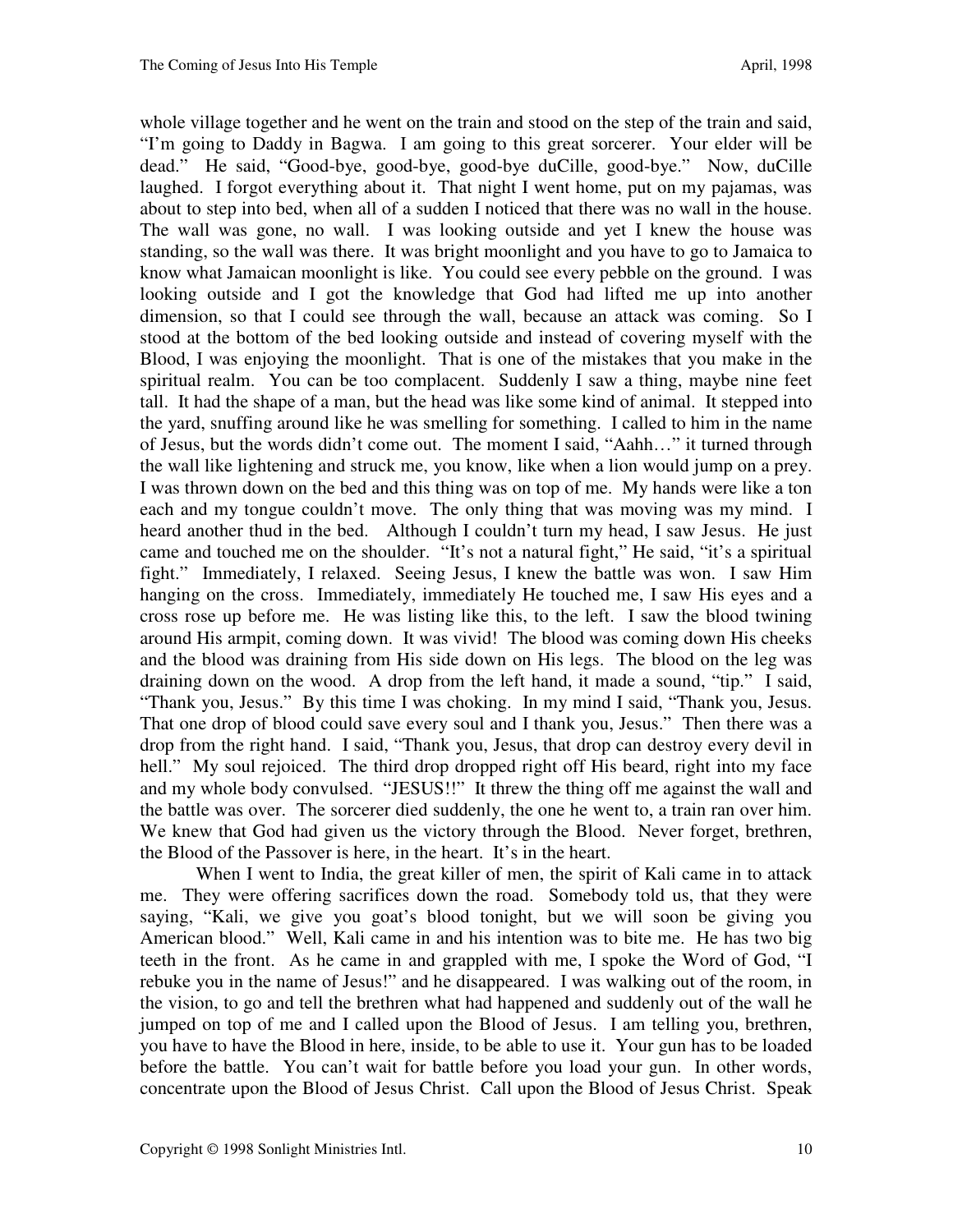whole village together and he went on the train and stood on the step of the train and said, "I'm going to Daddy in Bagwa. I am going to this great sorcerer. Your elder will be dead." He said, "Good-bye, good-bye, good-bye duCille, good-bye." Now, duCille laughed. I forgot everything about it. That night I went home, put on my pajamas, was about to step into bed, when all of a sudden I noticed that there was no wall in the house. The wall was gone, no wall. I was looking outside and yet I knew the house was standing, so the wall was there. It was bright moonlight and you have to go to Jamaica to know what Jamaican moonlight is like. You could see every pebble on the ground. I was looking outside and I got the knowledge that God had lifted me up into another dimension, so that I could see through the wall, because an attack was coming. So I stood at the bottom of the bed looking outside and instead of covering myself with the Blood, I was enjoying the moonlight. That is one of the mistakes that you make in the spiritual realm. You can be too complacent. Suddenly I saw a thing, maybe nine feet tall. It had the shape of a man, but the head was like some kind of animal. It stepped into the yard, snuffing around like he was smelling for something. I called to him in the name of Jesus, but the words didn't come out. The moment I said, "Aahh…" it turned through the wall like lightening and struck me, you know, like when a lion would jump on a prey. I was thrown down on the bed and this thing was on top of me. My hands were like a ton each and my tongue couldn't move. The only thing that was moving was my mind. I heard another thud in the bed. Although I couldn't turn my head, I saw Jesus. He just came and touched me on the shoulder. "It's not a natural fight," He said, "it's a spiritual fight." Immediately, I relaxed. Seeing Jesus, I knew the battle was won. I saw Him hanging on the cross. Immediately, immediately He touched me, I saw His eyes and a cross rose up before me. He was listing like this, to the left. I saw the blood twining around His armpit, coming down. It was vivid! The blood was coming down His cheeks and the blood was draining from His side down on His legs. The blood on the leg was draining down on the wood. A drop from the left hand, it made a sound, "tip." I said, "Thank you, Jesus." By this time I was choking. In my mind I said, "Thank you, Jesus. That one drop of blood could save every soul and I thank you, Jesus." Then there was a drop from the right hand. I said, "Thank you, Jesus, that drop can destroy every devil in hell." My soul rejoiced. The third drop dropped right off His beard, right into my face and my whole body convulsed. "JESUS!!" It threw the thing off me against the wall and the battle was over. The sorcerer died suddenly, the one he went to, a train ran over him. We knew that God had given us the victory through the Blood. Never forget, brethren, the Blood of the Passover is here, in the heart. It's in the heart.

When I went to India, the great killer of men, the spirit of Kali came in to attack me. They were offering sacrifices down the road. Somebody told us, that they were saying, "Kali, we give you goat's blood tonight, but we will soon be giving you American blood." Well, Kali came in and his intention was to bite me. He has two big teeth in the front. As he came in and grappled with me, I spoke the Word of God, "I rebuke you in the name of Jesus!" and he disappeared. I was walking out of the room, in the vision, to go and tell the brethren what had happened and suddenly out of the wall he jumped on top of me and I called upon the Blood of Jesus. I am telling you, brethren, you have to have the Blood in here, inside, to be able to use it. Your gun has to be loaded before the battle. You can't wait for battle before you load your gun. In other words, concentrate upon the Blood of Jesus Christ. Call upon the Blood of Jesus Christ. Speak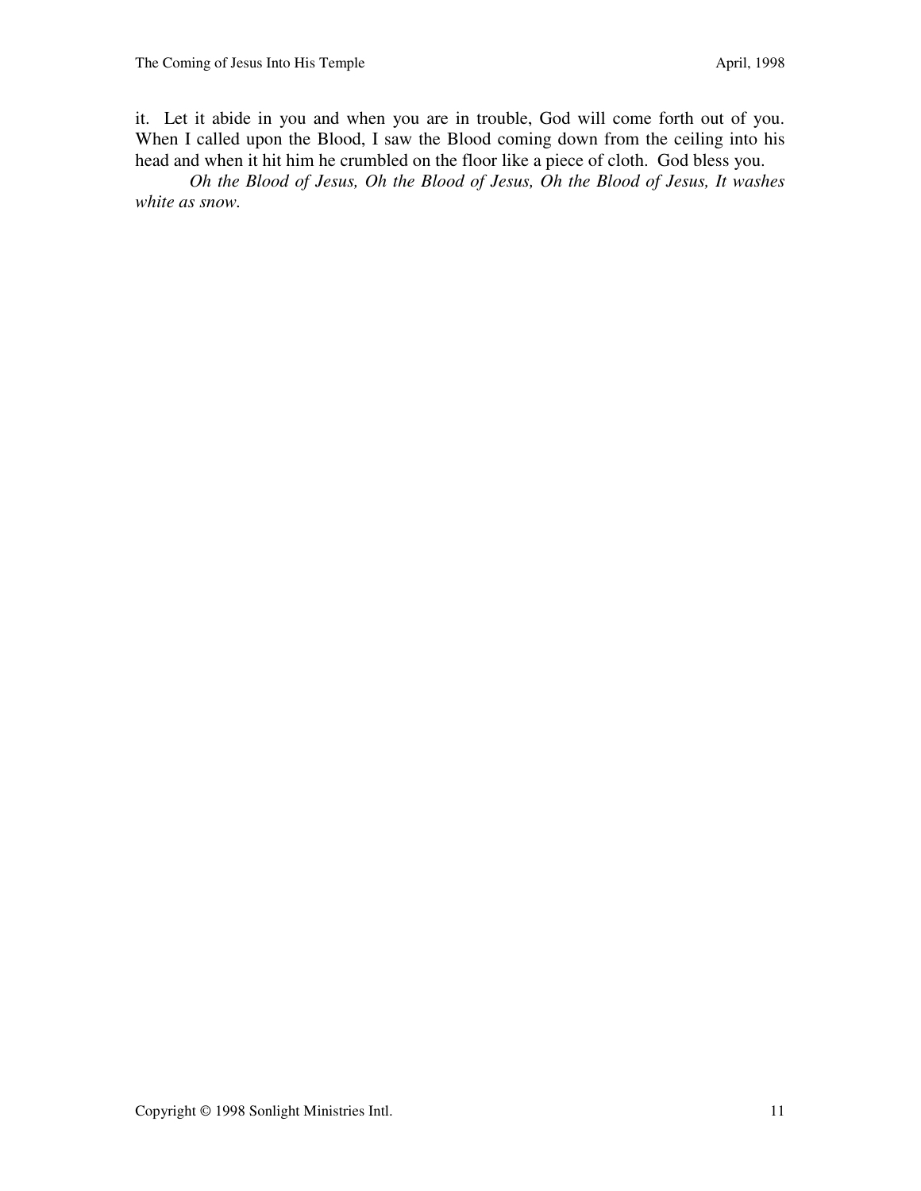it. Let it abide in you and when you are in trouble, God will come forth out of you. When I called upon the Blood, I saw the Blood coming down from the ceiling into his head and when it hit him he crumbled on the floor like a piece of cloth. God bless you.

*Oh the Blood of Jesus, Oh the Blood of Jesus, Oh the Blood of Jesus, It washes white as snow.*